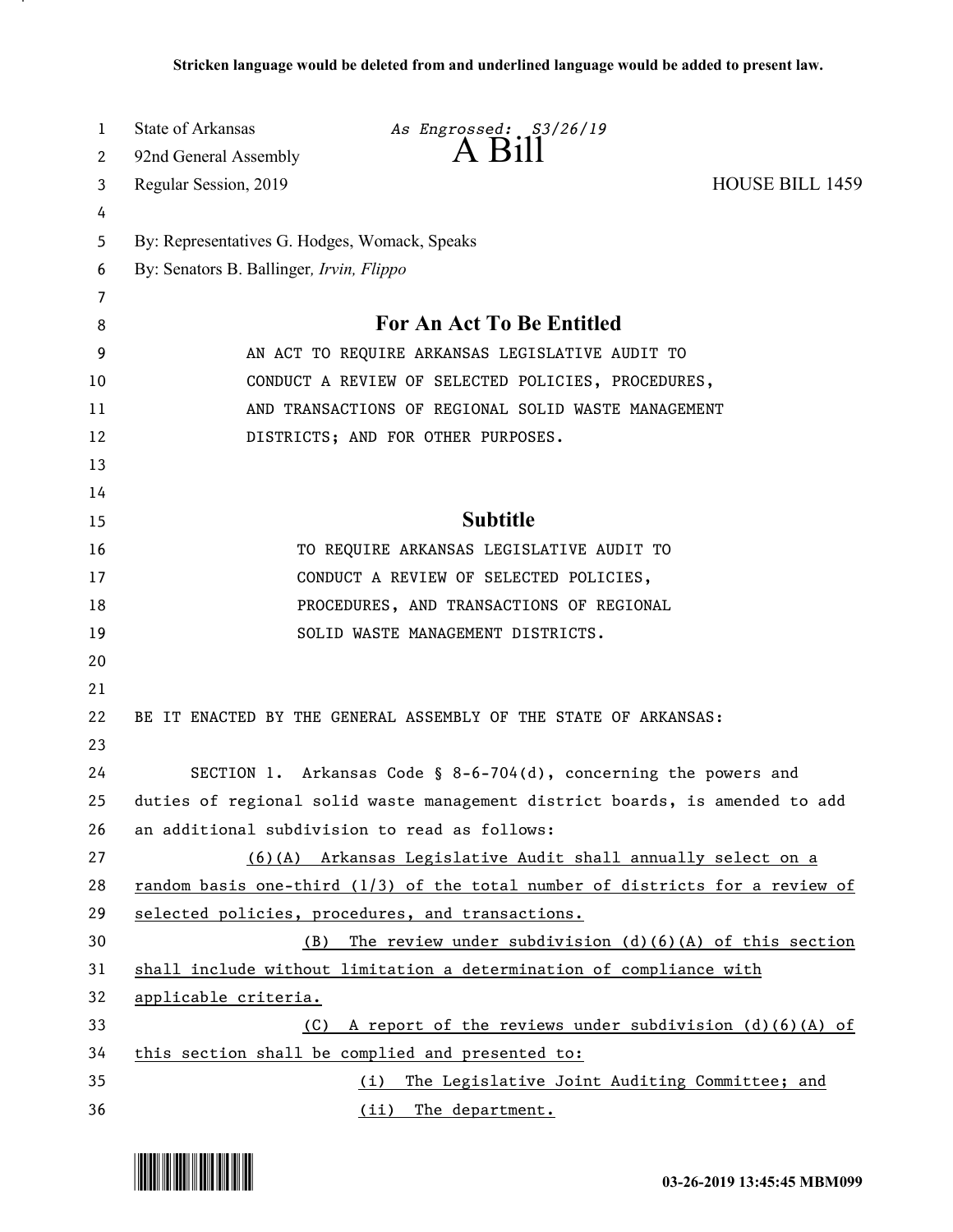**Stricken language would be deleted from and underlined language would be added to present law.**

State of Arkansas *As Engrossed: S3/26/19*
92nd General Assembly
# A Bill
Regular Session, 2019 HOUSE BILL 1459

By: Representatives G. Hodges, Womack, Speaks
By: Senators B. Ballinger, *Irvin, Flippo*

## For An Act To Be Entitled

AN ACT TO REQUIRE ARKANSAS LEGISLATIVE AUDIT TO CONDUCT A REVIEW OF SELECTED POLICIES, PROCEDURES, AND TRANSACTIONS OF REGIONAL SOLID WASTE MANAGEMENT DISTRICTS; AND FOR OTHER PURPOSES.

## Subtitle

TO REQUIRE ARKANSAS LEGISLATIVE AUDIT TO CONDUCT A REVIEW OF SELECTED POLICIES, PROCEDURES, AND TRANSACTIONS OF REGIONAL SOLID WASTE MANAGEMENT DISTRICTS.

BE IT ENACTED BY THE GENERAL ASSEMBLY OF THE STATE OF ARKANSAS:

SECTION 1. Arkansas Code § 8-6-704(d), concerning the powers and duties of regional solid waste management district boards, is amended to add an additional subdivision to read as follows:

(6)(A) Arkansas Legislative Audit shall annually select on a random basis one-third (1/3) of the total number of districts for a review of selected policies, procedures, and transactions.

(B) The review under subdivision (d)(6)(A) of this section shall include without limitation a determination of compliance with applicable criteria.

(C) A report of the reviews under subdivision (d)(6)(A) of this section shall be complied and presented to:

(i) The Legislative Joint Auditing Committee; and

(ii) The department.

03-26-2019 13:45:45 MBM099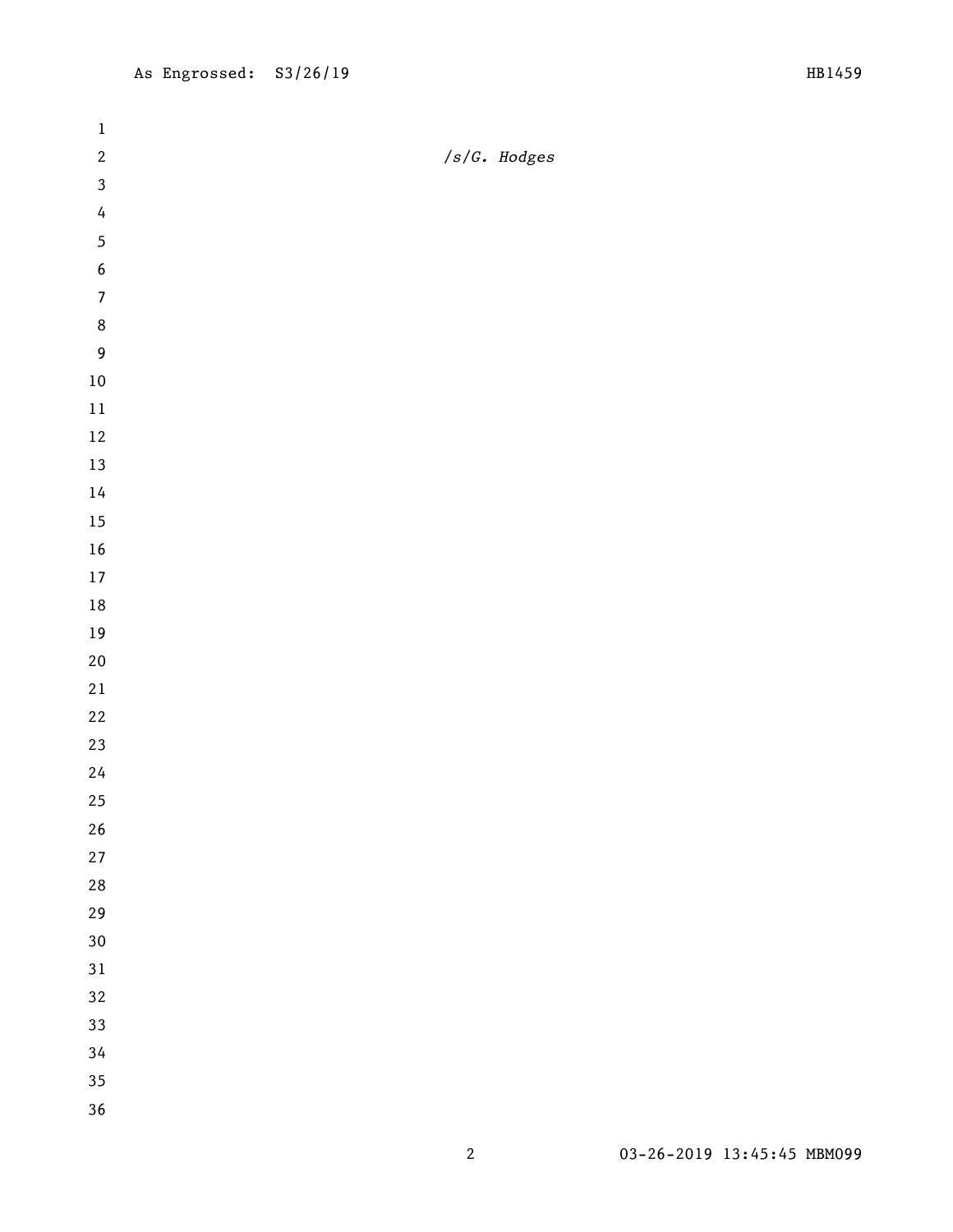*/s/G. Hodges*